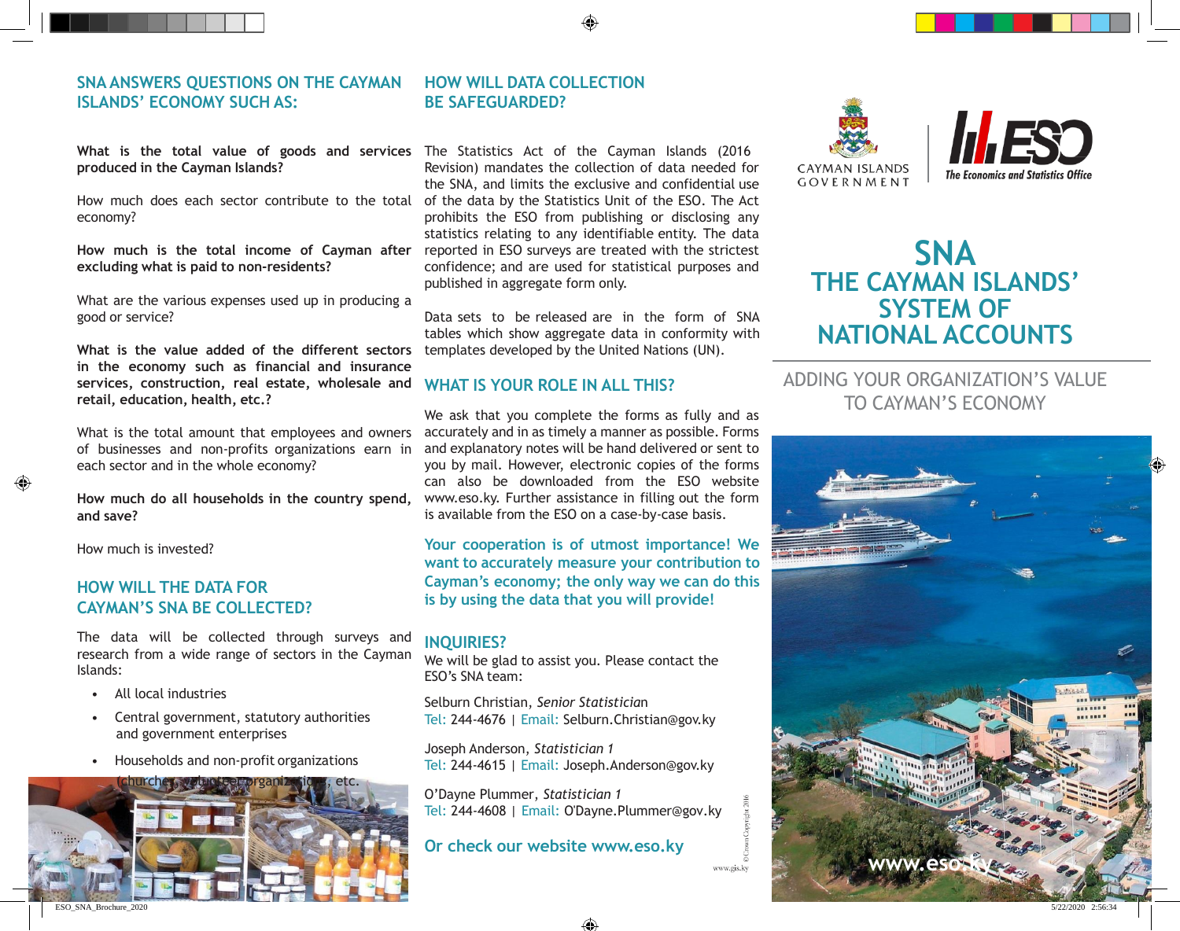## SNA ANSWERS QUESTIONS ON THE CAYMAN ISLANDS' ECONOMY SUCH AS:

**What is the total value of goods and services produced in the Cayman Islands?**

How much does each sector contribute to the total economy?

**How much is the total income of Cayman after excluding what is paid to non-residents?**

What are the various expenses used up in producing a good or service?

**What is the value added of the different sectors in the economy such as financial and insurance services, construction, real estate, wholesale and retail, education, health, etc.?**

What is the total amount that employees and owners of businesses and non-profits organizations earn in each sector and in the whole economy?

**How much do all households in the country spend, and save?**

How much is invested?

## HOW WILL THE DATA FOR CAYMAN'S SNA BE COLLECTED?

The data will be collected through surveys and research from a wide range of sectors in the Cayman Islands:

- All local industries
- Central government, statutory authorities and government enterprises
- Households and non-profit organizations (churches, volunteer organizations, etc.

## HOW WILL DATA COLLECTION BE SAFEGUARDED?

The Statistics Act of the Cayman Islands (2016 Revision) mandates the collection of data needed for the SNA, and limits the exclusive and confidential use of the data by the Statistics Unit of the ESO. The Act prohibits the ESO from publishing or disclosing any statistics relating to any identifiable entity. The data reported in ESO surveys are treated with the strictest confidence; and are used for statistical purposes and published in aggregate form only.

Data sets to be released are in the form of SNA tables which show aggregate data in conformity with templates developed by the United Nations (UN).

## WHAT IS YOUR ROLE IN ALL THIS?

We ask that you complete the forms as fully and as accurately and in as timely a manner as possible. Forms and explanatory notes will be hand delivered or sent to you by mail. However, electronic copies of the forms can also be downloaded from the ESO website www.eso.ky. Further assistance in filling out the form is available from the ESO on a case-by-case basis.

**Your cooperation is of utmost importance! We want to accurately measure your contribution to Cayman's economy; the only way we can do this is by using the data that you will provide!**

## INQUIRIES?

We will be glad to assist you. Please contact the ESO's SNA team:

Selburn Christian, *Senior Statistician*
Tel: 244-4676 | Email: Selburn.Christian@gov.ky

Joseph Anderson, *Statistician 1*
Tel: 244-4615 | Email: Joseph.Anderson@gov.ky

O'Dayne Plummer, *Statistician 1*
Tel: 244-4608 | Email: O'Dayne.Plummer@gov.ky

**Or check our website www.eso.ky**

© Crown Copyright 2016

www.gis.ky

CAYMAN ISLANDS GOVERNMENT

ESO The Economics and Statistics Office

# SNA
# THE CAYMAN ISLANDS' SYSTEM OF NATIONAL ACCOUNTS

ADDING YOUR ORGANIZATION'S VALUE TO CAYMAN'S ECONOMY

www.eso.ky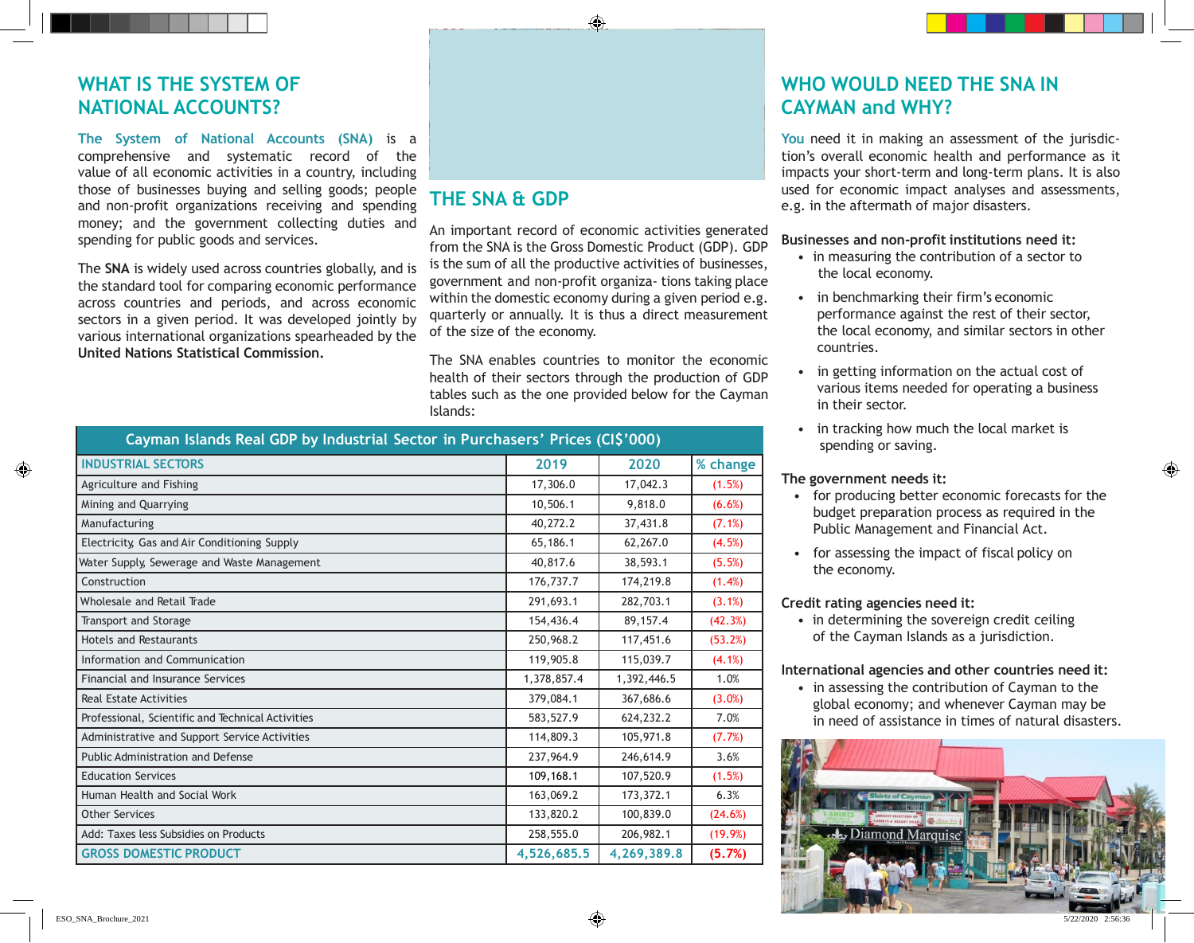## WHAT IS THE SYSTEM OF NATIONAL ACCOUNTS?

**The System of National Accounts (SNA)** is a comprehensive and systematic record of the value of all economic activities in a country, including those of businesses buying and selling goods; people and non-profit organizations receiving and spending money; and the government collecting duties and spending for public goods and services.

The **SNA** is widely used across countries globally, and is the standard tool for comparing economic performance across countries and periods, and across economic sectors in a given period. It was developed jointly by various international organizations spearheaded by the **United Nations Statistical Commission.**

## THE SNA & GDP

An important record of economic activities generated from the SNA is the Gross Domestic Product (GDP). GDP is the sum of all the productive activities of businesses, government and non-profit organiza- tions taking place within the domestic economy during a given period e.g. quarterly or annually. It is thus a direct measurement of the size of the economy.

The SNA enables countries to monitor the economic health of their sectors through the production of GDP tables such as the one provided below for the Cayman Islands:

**Cayman Islands Real GDP by Industrial Sector in Purchasers' Prices (CI$'000)**

| INDUSTRIAL SECTORS | 2019 | 2020 | % change |
|---|---|---|---|
| Agriculture and Fishing | 17,306.0 | 17,042.3 | (1.5%) |
| Mining and Quarrying | 10,506.1 | 9,818.0 | (6.6%) |
| Manufacturing | 40,272.2 | 37,431.8 | (7.1%) |
| Electricity, Gas and Air Conditioning Supply | 65,186.1 | 62,267.0 | (4.5%) |
| Water Supply, Sewerage and Waste Management | 40,817.6 | 38,593.1 | (5.5%) |
| Construction | 176,737.7 | 174,219.8 | (1.4%) |
| Wholesale and Retail Trade | 291,693.1 | 282,703.1 | (3.1%) |
| Transport and Storage | 154,436.4 | 89,157.4 | (42.3%) |
| Hotels and Restaurants | 250,968.2 | 117,451.6 | (53.2%) |
| Information and Communication | 119,905.8 | 115,039.7 | (4.1%) |
| Financial and Insurance Services | 1,378,857.4 | 1,392,446.5 | 1.0% |
| Real Estate Activities | 379,084.1 | 367,686.6 | (3.0%) |
| Professional, Scientific and Technical Activities | 583,527.9 | 624,232.2 | 7.0% |
| Administrative and Support Service Activities | 114,809.3 | 105,971.8 | (7.7%) |
| Public Administration and Defense | 237,964.9 | 246,614.9 | 3.6% |
| Education Services | 109,168.1 | 107,520.9 | (1.5%) |
| Human Health and Social Work | 163,069.2 | 173,372.1 | 6.3% |
| Other Services | 133,820.2 | 100,839.0 | (24.6%) |
| Add: Taxes less Subsidies on Products | 258,555.0 | 206,982.1 | (19.9%) |
| **GROSS DOMESTIC PRODUCT** | **4,526,685.5** | **4,269,389.8** | **(5.7%)** |

## WHO WOULD NEED THE SNA IN CAYMAN and WHY?

You need it in making an assessment of the jurisdiction's overall economic health and performance as it impacts your short-term and long-term plans. It is also used for economic impact analyses and assessments, e.g. in the aftermath of major disasters.

**Businesses and non-profit institutions need it:**

- in measuring the contribution of a sector to the local economy.
- in benchmarking their firm's economic performance against the rest of their sector, the local economy, and similar sectors in other countries.
- in getting information on the actual cost of various items needed for operating a business in their sector.
- in tracking how much the local market is spending or saving.

**The government needs it:**

- for producing better economic forecasts for the budget preparation process as required in the Public Management and Financial Act.
- for assessing the impact of fiscal policy on the economy.

**Credit rating agencies need it:**

- in determining the sovereign credit ceiling of the Cayman Islands as a jurisdiction.

**International agencies and other countries need it:**

- in assessing the contribution of Cayman to the global economy; and whenever Cayman may be in need of assistance in times of natural disasters.